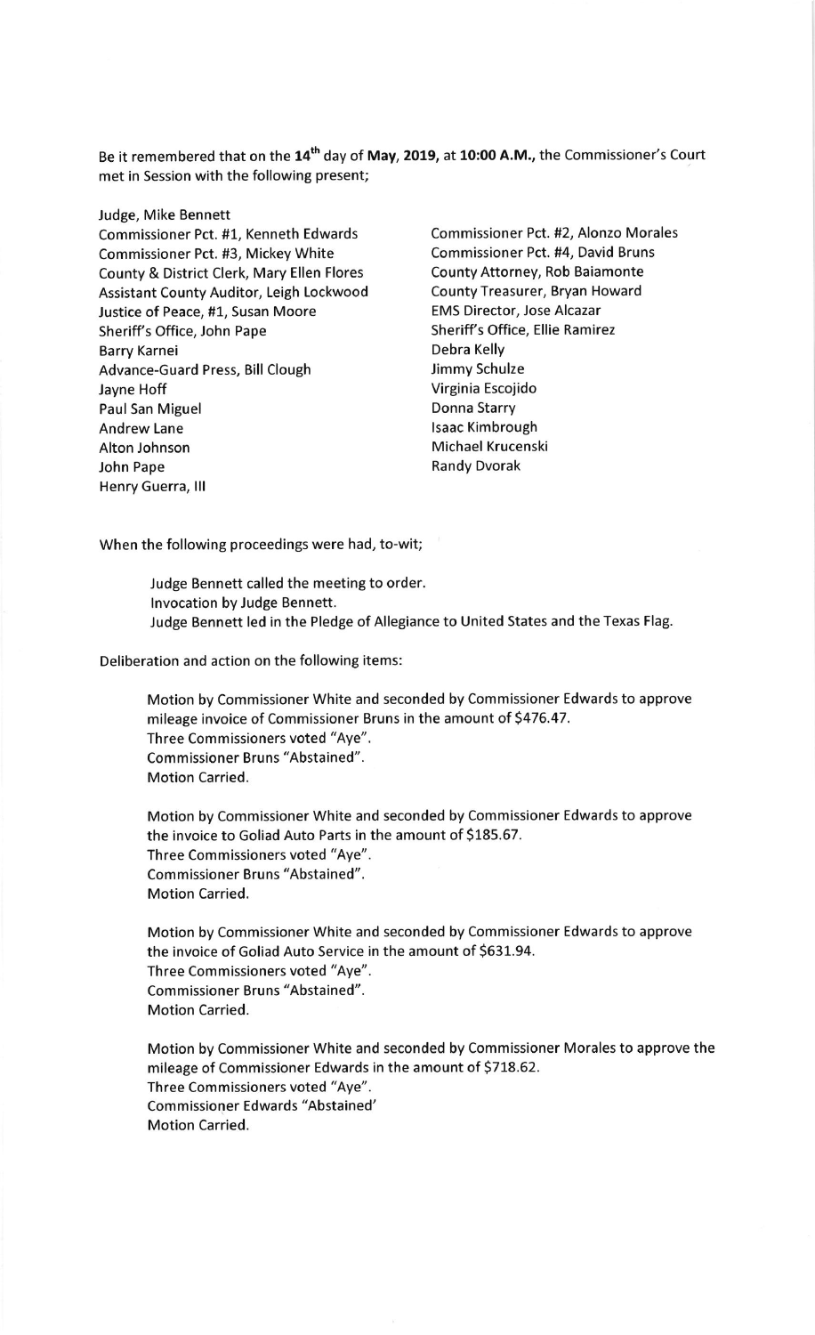Be it remembered that on the **14th** day of **May, 2019,** at **10:00 A.M.,** the Commissioner's Court met in Session with the following present;

Judge, Mike Bennett
Commissioner Pct. #1, Kenneth Edwards
Commissioner Pct. #2, Alonzo Morales
Commissioner Pct. #3, Mickey White
Commissioner Pct. #4, David Bruns
County & District Clerk, Mary Ellen Flores
County Attorney, Rob Baiamonte
Assistant County Auditor, Leigh Lockwood
County Treasurer, Bryan Howard
Justice of Peace, #1, Susan Moore
EMS Director, Jose Alcazar
Sheriff's Office, John Pape
Sheriff's Office, Ellie Ramirez
Barry Karnei
Debra Kelly
Advance-Guard Press, Bill Clough
Jimmy Schulze
Jayne Hoff
Virginia Escojido
Paul San Miguel
Donna Starry
Andrew Lane
Isaac Kimbrough
Alton Johnson
Michael Krucenski
John Pape
Randy Dvorak
Henry Guerra, III

When the following proceedings were had, to-wit;

Judge Bennett called the meeting to order.
Invocation by Judge Bennett.
Judge Bennett led in the Pledge of Allegiance to United States and the Texas Flag.

Deliberation and action on the following items:

Motion by Commissioner White and seconded by Commissioner Edwards to approve mileage invoice of Commissioner Bruns in the amount of $476.47.
Three Commissioners voted "Aye".
Commissioner Bruns "Abstained".
Motion Carried.

Motion by Commissioner White and seconded by Commissioner Edwards to approve the invoice to Goliad Auto Parts in the amount of $185.67.
Three Commissioners voted "Aye".
Commissioner Bruns "Abstained".
Motion Carried.

Motion by Commissioner White and seconded by Commissioner Edwards to approve the invoice of Goliad Auto Service in the amount of $631.94.
Three Commissioners voted "Aye".
Commissioner Bruns "Abstained".
Motion Carried.

Motion by Commissioner White and seconded by Commissioner Morales to approve the mileage of Commissioner Edwards in the amount of $718.62.
Three Commissioners voted "Aye".
Commissioner Edwards "Abstained'
Motion Carried.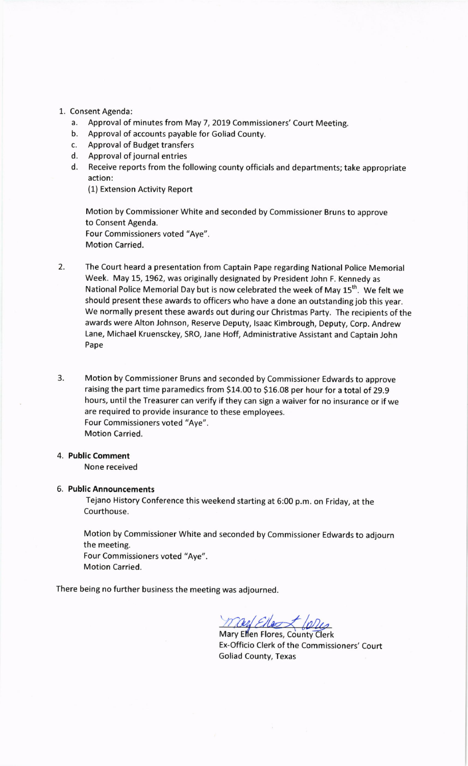1. Consent Agenda:
   a. Approval of minutes from May 7, 2019 Commissioners' Court Meeting.
   b. Approval of accounts payable for Goliad County.
   c. Approval of Budget transfers
   d. Approval of journal entries
   d. Receive reports from the following county officials and departments; take appropriate action:
   (1) Extension Activity Report

   Motion by Commissioner White and seconded by Commissioner Bruns to approve to Consent Agenda.
   Four Commissioners voted "Aye".
   Motion Carried.

2. The Court heard a presentation from Captain Pape regarding National Police Memorial Week. May 15, 1962, was originally designated by President John F. Kennedy as National Police Memorial Day but is now celebrated the week of May 15th. We felt we should present these awards to officers who have a done an outstanding job this year. We normally present these awards out during our Christmas Party. The recipients of the awards were Alton Johnson, Reserve Deputy, Isaac Kimbrough, Deputy, Corp. Andrew Lane, Michael Kruensckey, SRO, Jane Hoff, Administrative Assistant and Captain John Pape

3. Motion by Commissioner Bruns and seconded by Commissioner Edwards to approve raising the part time paramedics from $14.00 to $16.08 per hour for a total of 29.9 hours, until the Treasurer can verify if they can sign a waiver for no insurance or if we are required to provide insurance to these employees.
   Four Commissioners voted "Aye".
   Motion Carried.

4. **Public Comment**
   None received

6. **Public Announcements**
   Tejano History Conference this weekend starting at 6:00 p.m. on Friday, at the Courthouse.

   Motion by Commissioner White and seconded by Commissioner Edwards to adjourn the meeting.
   Four Commissioners voted "Aye".
   Motion Carried.

There being no further business the meeting was adjourned.

Mary Ellen Flores, County Clerk
Ex-Officio Clerk of the Commissioners' Court
Goliad County, Texas